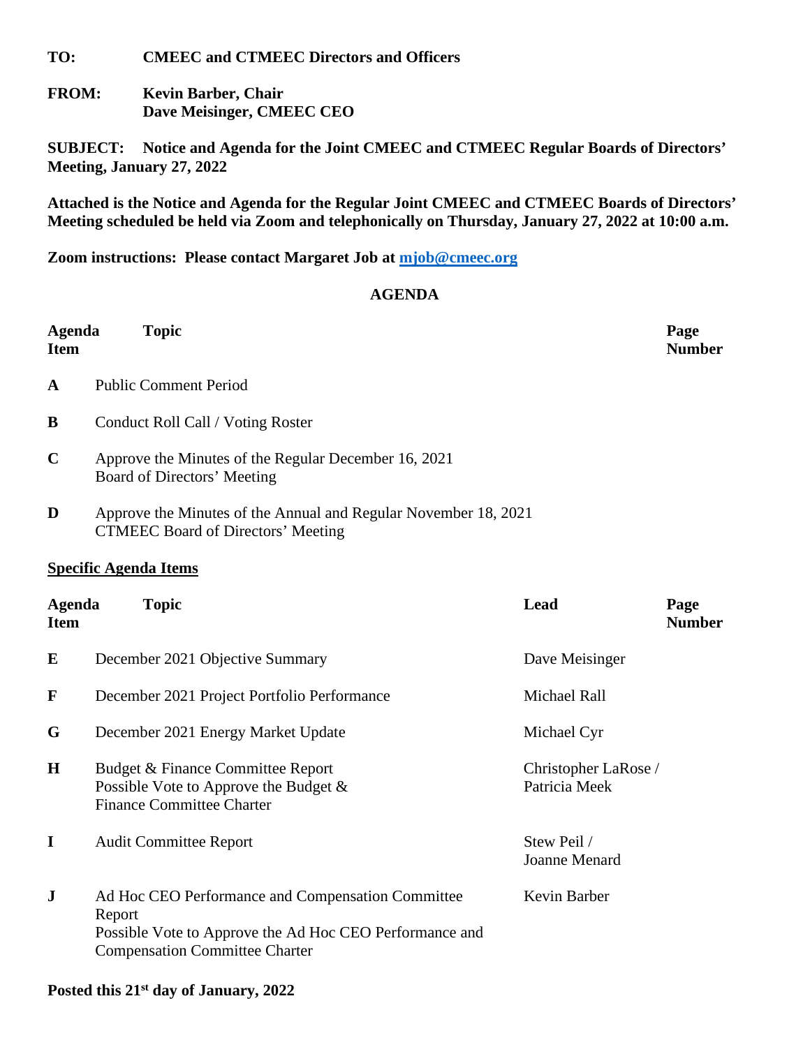**TO:** **CMEEC and CTMEEC Directors and Officers**

**FROM:** **Kevin Barber, Chair**
**Dave Meisinger, CMEEC CEO**

**SUBJECT:** **Notice and Agenda for the Joint CMEEC and CTMEEC Regular Boards of Directors' Meeting, January 27, 2022**

**Attached is the Notice and Agenda for the Regular Joint CMEEC and CTMEEC Boards of Directors' Meeting scheduled be held via Zoom and telephonically on Thursday, January 27, 2022 at 10:00 a.m.**

**Zoom instructions: Please contact Margaret Job at mjob@cmeec.org**

## AGENDA

| Agenda Item | Topic | Page Number |
|---|---|---|
| A | Public Comment Period | |
| B | Conduct Roll Call / Voting Roster | |
| C | Approve the Minutes of the Regular December 16, 2021 Board of Directors' Meeting | |
| D | Approve the Minutes of the Annual and Regular November 18, 2021 CTMEEC Board of Directors' Meeting | |

**Specific Agenda Items**

| Agenda Item | Topic | Lead | Page Number |
|---|---|---|---|
| E | December 2021 Objective Summary | Dave Meisinger | |
| F | December 2021 Project Portfolio Performance | Michael Rall | |
| G | December 2021 Energy Market Update | Michael Cyr | |
| H | Budget & Finance Committee Report<br>Possible Vote to Approve the Budget & Finance Committee Charter | Christopher LaRose / Patricia Meek | |
| I | Audit Committee Report | Stew Peil / Joanne Menard | |
| J | Ad Hoc CEO Performance and Compensation Committee Report<br>Possible Vote to Approve the Ad Hoc CEO Performance and Compensation Committee Charter | Kevin Barber | |

**Posted this 21st day of January, 2022**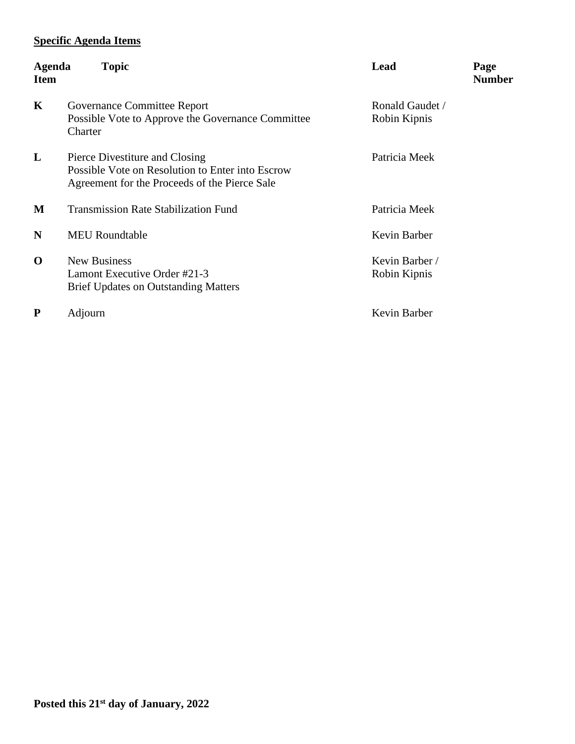**Specific Agenda Items**

| Agenda Item | Topic | Lead | Page Number |
| --- | --- | --- | --- |
| **K** | Governance Committee Report<br>Possible Vote to Approve the Governance Committee Charter | Ronald Gaudet / Robin Kipnis | |
| **L** | Pierce Divestiture and Closing<br>Possible Vote on Resolution to Enter into Escrow Agreement for the Proceeds of the Pierce Sale | Patricia Meek | |
| **M** | Transmission Rate Stabilization Fund | Patricia Meek | |
| **N** | MEU Roundtable | Kevin Barber | |
| **O** | New Business<br>Lamont Executive Order #21-3<br>Brief Updates on Outstanding Matters | Kevin Barber / Robin Kipnis | |
| **P** | Adjourn | Kevin Barber | |

**Posted this 21st day of January, 2022**